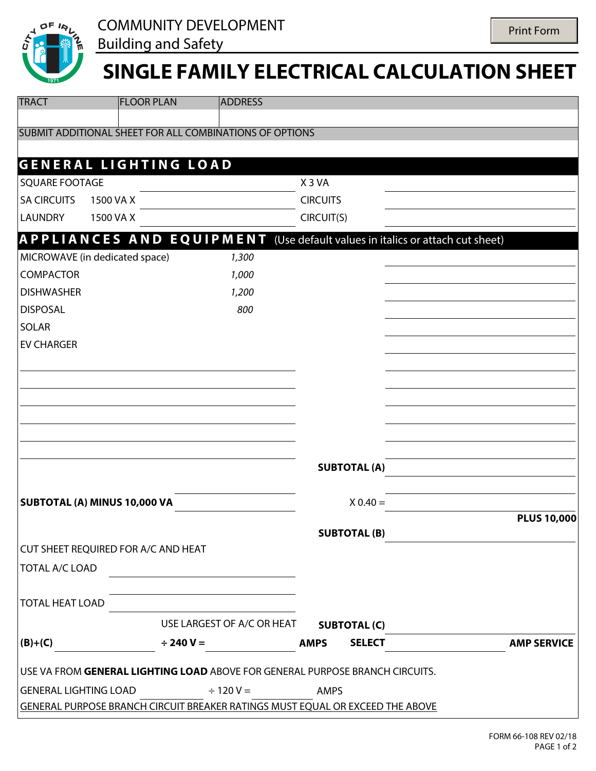COMMUNITY DEVELOPMENT
Building and Safety

# SINGLE FAMILY ELECTRICAL CALCULATION SHEET

| TRACT | FLOOR PLAN | ADDRESS |
|---|---|---|
| | | |

SUBMIT ADDITIONAL SHEET FOR ALL COMBINATIONS OF OPTIONS

## GENERAL LIGHTING LOAD

| | | | |
|---|---|---|---|
| SQUARE FOOTAGE | | X 3 VA | |
| SA CIRCUITS 1500 VA X | | CIRCUITS | |
| LAUNDRY 1500 VA X | | CIRCUIT(S) | |

## APPLIANCES AND EQUIPMENT (Use default values in italics or attach cut sheet)

| | | |
|---|---|---|
| MICROWAVE (in dedicated space) | *1,300* | |
| COMPACTOR | *1,000* | |
| DISHWASHER | *1,200* | |
| DISPOSAL | *800* | |
| SOLAR | | |
| EV CHARGER | | |
| | | |
| | | |
| | | |
| | | |
| | | |
| | | |

**SUBTOTAL (A)** ______

**SUBTOTAL (A) MINUS 10,000 VA** ______ X 0.40 = ______

**PLUS 10,000**

**SUBTOTAL (B)** ______

CUT SHEET REQUIRED FOR A/C AND HEAT

TOTAL A/C LOAD ______

TOTAL HEAT LOAD ______

USE LARGEST OF A/C OR HEAT **SUBTOTAL (C)** ______

**(B)+(C)** ______ **÷ 240 V =** ______ **AMPS** **SELECT** ______ **AMP SERVICE**

USE VA FROM **GENERAL LIGHTING LOAD** ABOVE FOR GENERAL PURPOSE BRANCH CIRCUITS.

GENERAL LIGHTING LOAD ______ ÷ 120 V = ______ AMPS

GENERAL PURPOSE BRANCH CIRCUIT BREAKER RATINGS MUST EQUAL OR EXCEED THE ABOVE

FORM 66-108 REV 02/18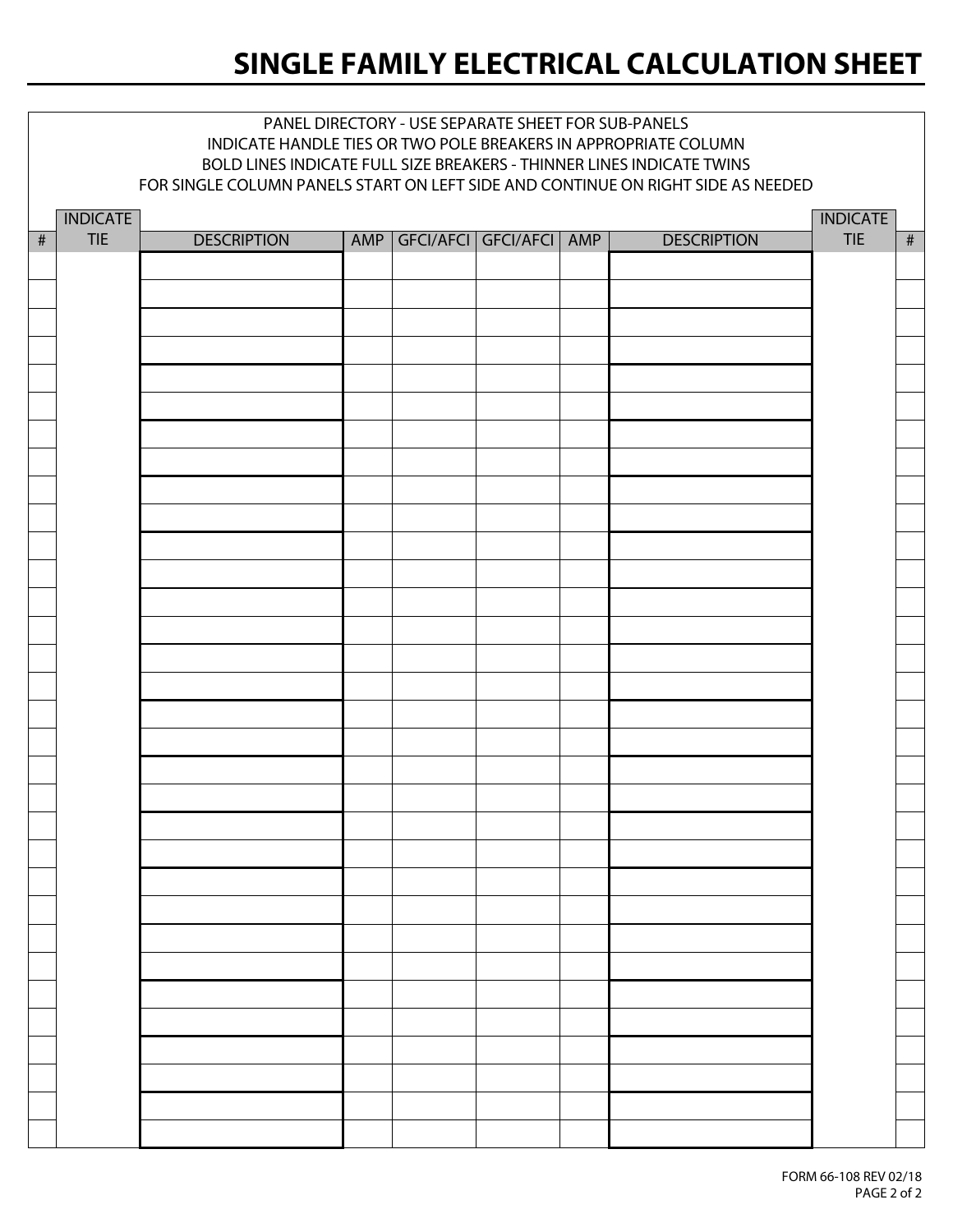# SINGLE FAMILY ELECTRICAL CALCULATION SHEET

PANEL DIRECTORY - USE SEPARATE SHEET FOR SUB-PANELS
INDICATE HANDLE TIES OR TWO POLE BREAKERS IN APPROPRIATE COLUMN
BOLD LINES INDICATE FULL SIZE BREAKERS - THINNER LINES INDICATE TWINS
FOR SINGLE COLUMN PANELS START ON LEFT SIDE AND CONTINUE ON RIGHT SIDE AS NEEDED

| # | INDICATE TIE | DESCRIPTION | AMP | GFCI/AFCI | GFCI/AFCI | AMP | DESCRIPTION | INDICATE TIE | # |
|---|---|---|---|---|---|---|---|---|---|
| | | | | | | | | | |
| | | | | | | | | | |
| | | | | | | | | | |
| | | | | | | | | | |
| | | | | | | | | | |
| | | | | | | | | | |
| | | | | | | | | | |
| | | | | | | | | | |
| | | | | | | | | | |
| | | | | | | | | | |
| | | | | | | | | | |
| | | | | | | | | | |
| | | | | | | | | | |
| | | | | | | | | | |
| | | | | | | | | | |
| | | | | | | | | | |
| | | | | | | | | | |
| | | | | | | | | | |
| | | | | | | | | | |
| | | | | | | | | | |
| | | | | | | | | | |
| | | | | | | | | | |
| | | | | | | | | | |
| | | | | | | | | | |
| | | | | | | | | | |
| | | | | | | | | | |
| | | | | | | | | | |
| | | | | | | | | | |
| | | | | | | | | | |
| | | | | | | | | | |
| | | | | | | | | | |
| | | | | | | | | | |

FORM 66-108 REV 02/18